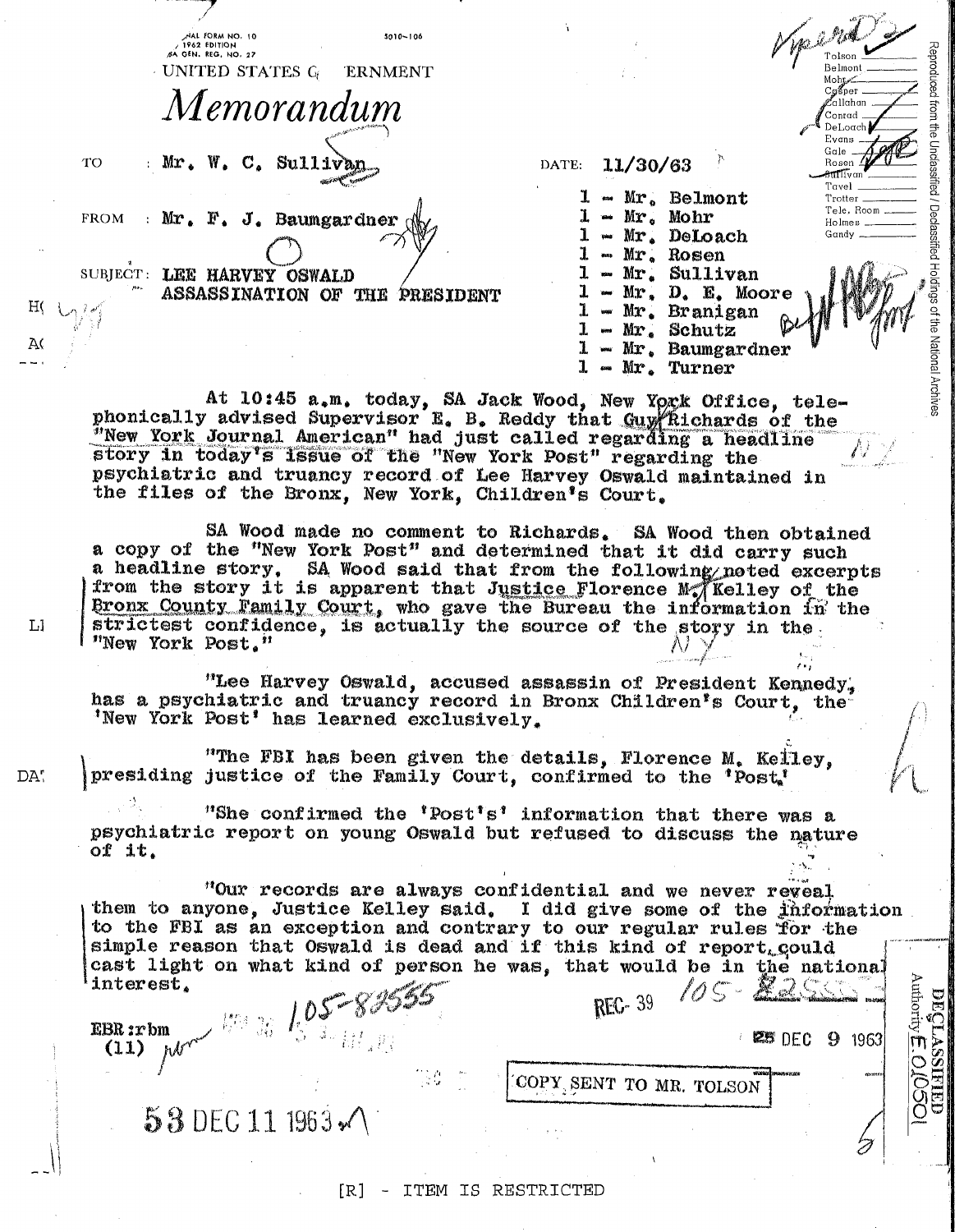OPTIONAL FORM NO. 10
1962 EDITION
GSA GEN. REG. NO. 27

5010-106

UNITED STATES GOVERNMENT

# *Memorandum*

TO : Mr. W. C. Sullivan

DATE: 11/30/63

FROM : Mr. F. J. Baumgardner

SUBJECT: LEE HARVEY OSWALD
ASSASSINATION OF THE PRESIDENT

1 - Mr. Belmont
1 - Mr. Mohr
1 - Mr. DeLoach
1 - Mr. Rosen
1 - Mr. Sullivan
1 - Mr. D. E. Moore
1 - Mr. Branigan
1 - Mr. Schutz
1 - Mr. Baumgardner
1 - Mr. Turner

Tolson
Belmont
Mohr
Casper
Callahan
Conrad
DeLoach
Evans
Gale
Rosen
Sullivan
Tavel
Trotter
Tele. Room
Holmes
Gandy

At 10:45 a.m. today, SA Jack Wood, New York Office, telephonically advised Supervisor E. B. Reddy that Guy Richards of the "New York Journal American" had just called regarding a headline story in today's issue of the "New York Post" regarding the psychiatric and truancy record of Lee Harvey Oswald maintained in the files of the Bronx, New York, Children's Court.

SA Wood made no comment to Richards. SA Wood then obtained a copy of the "New York Post" and determined that it did carry such a headline story. SA Wood said that from the following noted excerpts from the story it is apparent that Justice Florence M. Kelley of the Bronx County Family Court, who gave the Bureau the information in the strictest confidence, is actually the source of the story in the "New York Post."

"Lee Harvey Oswald, accused assassin of President Kennedy, has a psychiatric and truancy record in Bronx Children's Court, the 'New York Post' has learned exclusively.

"The FBI has been given the details, Florence M. Kelley, presiding justice of the Family Court, confirmed to the 'Post.'

"She confirmed the 'Post's' information that there was a psychiatric report on young Oswald but refused to discuss the nature of it.

"Our records are always confidential and we never reveal them to anyone, Justice Kelley said. I did give some of the information to the FBI as an exception and contrary to our regular rules for the simple reason that Oswald is dead and if this kind of report could cast light on what kind of person he was, that would be in the national interest.

EBR:rbm
(11)

105-82555

REC- 39

25 DEC 9 1963

COPY SENT TO MR. TOLSON

53 DEC 11 1963

DECLASSIFIED Authority E.O.10501

[R] - ITEM IS RESTRICTED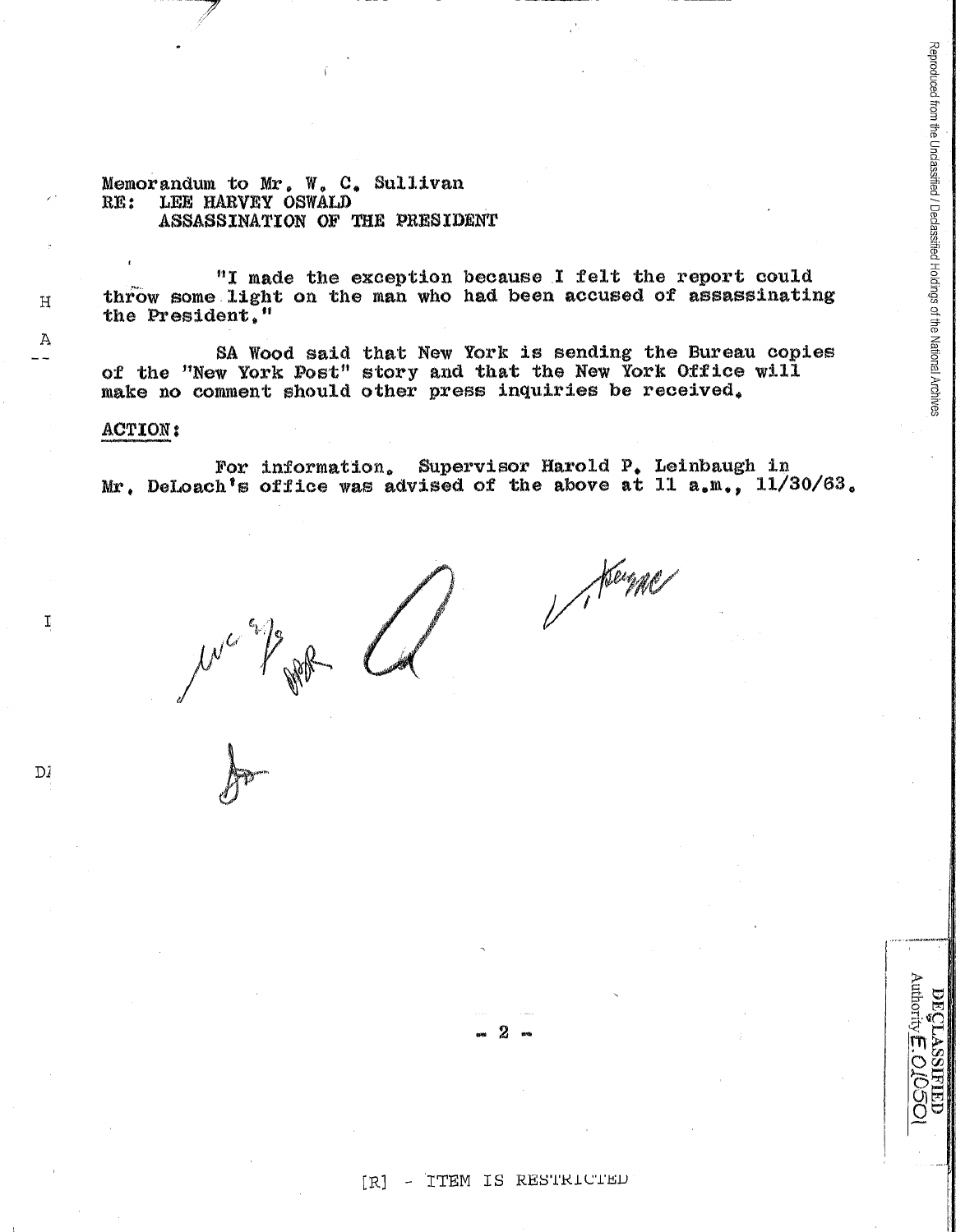Memorandum to Mr. W. C. Sullivan
RE: LEE HARVEY OSWALD
ASSASSINATION OF THE PRESIDENT

"I made the exception because I felt the report could throw some light on the man who had been accused of assassinating the President."

SA Wood said that New York is sending the Bureau copies of the "New York Post" story and that the New York Office will make no comment should other press inquiries be received.

ACTION:

For information. Supervisor Harold P. Leinbaugh in Mr. DeLoach's office was advised of the above at 11 a.m., 11/30/63.